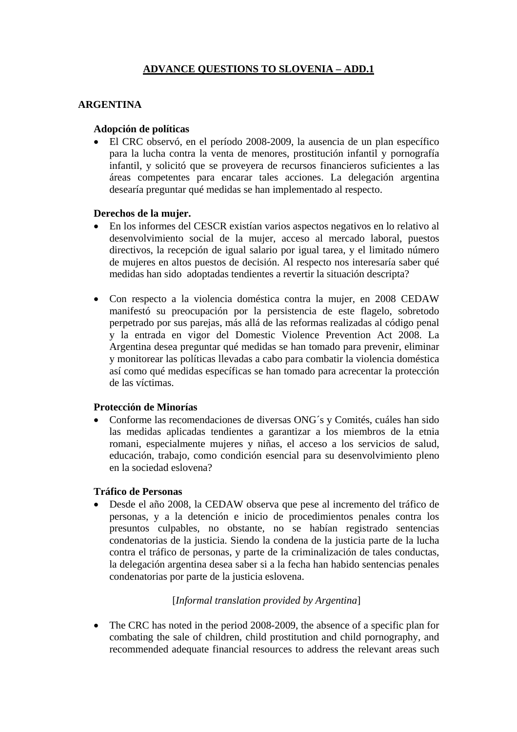# ADVANCE QUESTIONS TO SLOVENIA – ADD.1

## ARGENTINA

### Adopción de políticas

- El CRC observó, en el período 2008-2009, la ausencia de un plan específico para la lucha contra la venta de menores, prostitución infantil y pornografía infantil, y solicitó que se proveyera de recursos financieros suficientes a las áreas competentes para encarar tales acciones. La delegación argentina desearía preguntar qué medidas se han implementado al respecto.

### Derechos de la mujer.

- En los informes del CESCR existían varios aspectos negativos en lo relativo al desenvolvimiento social de la mujer, acceso al mercado laboral, puestos directivos, la recepción de igual salario por igual tarea, y el limitado número de mujeres en altos puestos de decisión. Al respecto nos interesaría saber qué medidas han sido adoptadas tendientes a revertir la situación descripta?

- Con respecto a la violencia doméstica contra la mujer, en 2008 CEDAW manifestó su preocupación por la persistencia de este flagelo, sobretodo perpetrado por sus parejas, más allá de las reformas realizadas al código penal y la entrada en vigor del Domestic Violence Prevention Act 2008. La Argentina desea preguntar qué medidas se han tomado para prevenir, eliminar y monitorear las políticas llevadas a cabo para combatir la violencia doméstica así como qué medidas específicas se han tomado para acrecentar la protección de las víctimas.

### Protección de Minorías

- Conforme las recomendaciones de diversas ONG´s y Comités, cuáles han sido las medidas aplicadas tendientes a garantizar a los miembros de la etnia romani, especialmente mujeres y niñas, el acceso a los servicios de salud, educación, trabajo, como condición esencial para su desenvolvimiento pleno en la sociedad eslovena?

### Tráfico de Personas

- Desde el año 2008, la CEDAW observa que pese al incremento del tráfico de personas, y a la detención e inicio de procedimientos penales contra los presuntos culpables, no obstante, no se habían registrado sentencias condenatorias de la justicia. Siendo la condena de la justicia parte de la lucha contra el tráfico de personas, y parte de la criminalización de tales conductas, la delegación argentina desea saber si a la fecha han habido sentencias penales condenatorias por parte de la justicia eslovena.

[*Informal translation provided by Argentina*]

- The CRC has noted in the period 2008-2009, the absence of a specific plan for combating the sale of children, child prostitution and child pornography, and recommended adequate financial resources to address the relevant areas such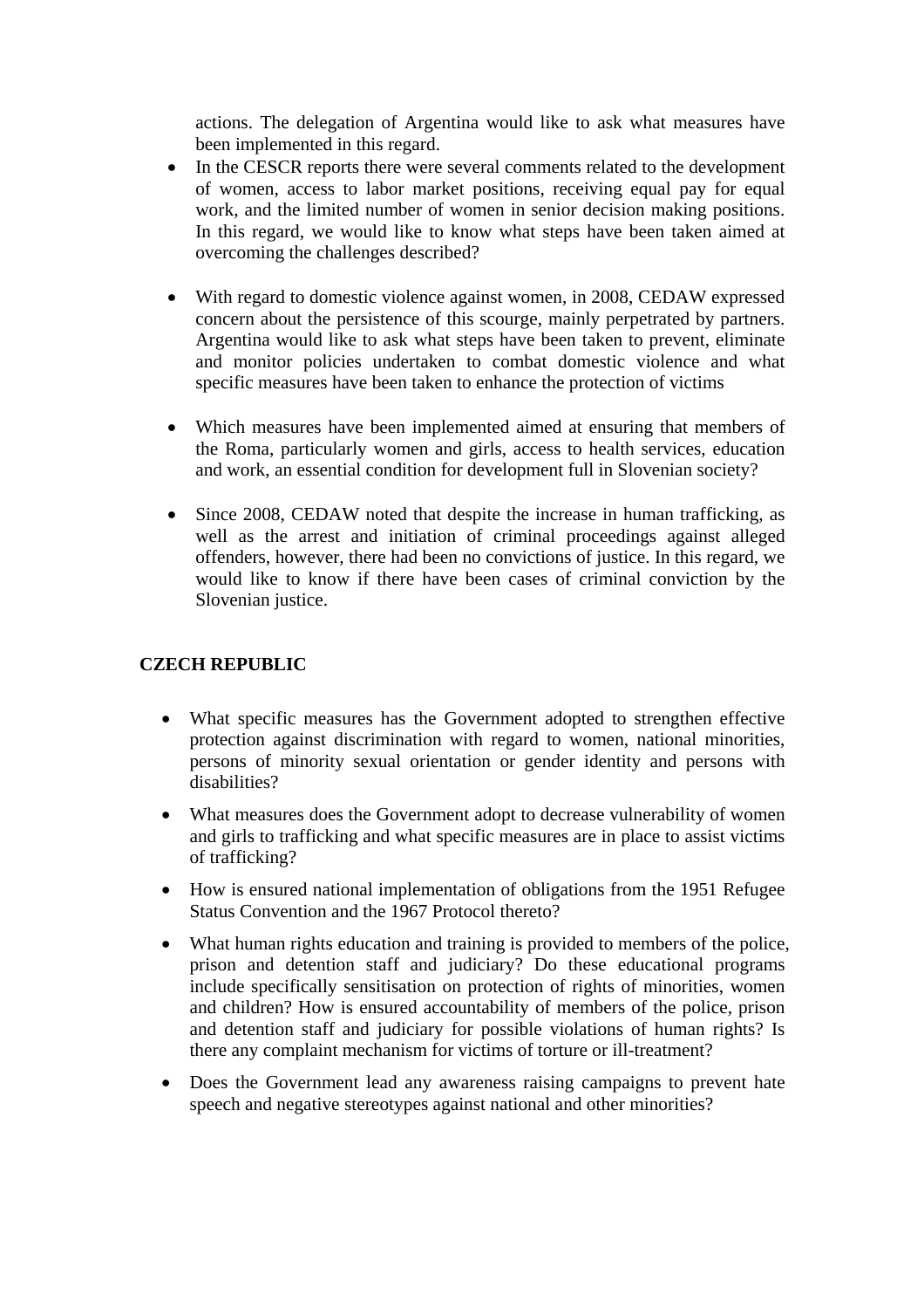actions. The delegation of Argentina would like to ask what measures have been implemented in this regard.

- In the CESCR reports there were several comments related to the development of women, access to labor market positions, receiving equal pay for equal work, and the limited number of women in senior decision making positions. In this regard, we would like to know what steps have been taken aimed at overcoming the challenges described?

- With regard to domestic violence against women, in 2008, CEDAW expressed concern about the persistence of this scourge, mainly perpetrated by partners. Argentina would like to ask what steps have been taken to prevent, eliminate and monitor policies undertaken to combat domestic violence and what specific measures have been taken to enhance the protection of victims

- Which measures have been implemented aimed at ensuring that members of the Roma, particularly women and girls, access to health services, education and work, an essential condition for development full in Slovenian society?

- Since 2008, CEDAW noted that despite the increase in human trafficking, as well as the arrest and initiation of criminal proceedings against alleged offenders, however, there had been no convictions of justice. In this regard, we would like to know if there have been cases of criminal conviction by the Slovenian justice.

**CZECH REPUBLIC**

- What specific measures has the Government adopted to strengthen effective protection against discrimination with regard to women, national minorities, persons of minority sexual orientation or gender identity and persons with disabilities?
- What measures does the Government adopt to decrease vulnerability of women and girls to trafficking and what specific measures are in place to assist victims of trafficking?
- How is ensured national implementation of obligations from the 1951 Refugee Status Convention and the 1967 Protocol thereto?
- What human rights education and training is provided to members of the police, prison and detention staff and judiciary? Do these educational programs include specifically sensitisation on protection of rights of minorities, women and children? How is ensured accountability of members of the police, prison and detention staff and judiciary for possible violations of human rights? Is there any complaint mechanism for victims of torture or ill-treatment?
- Does the Government lead any awareness raising campaigns to prevent hate speech and negative stereotypes against national and other minorities?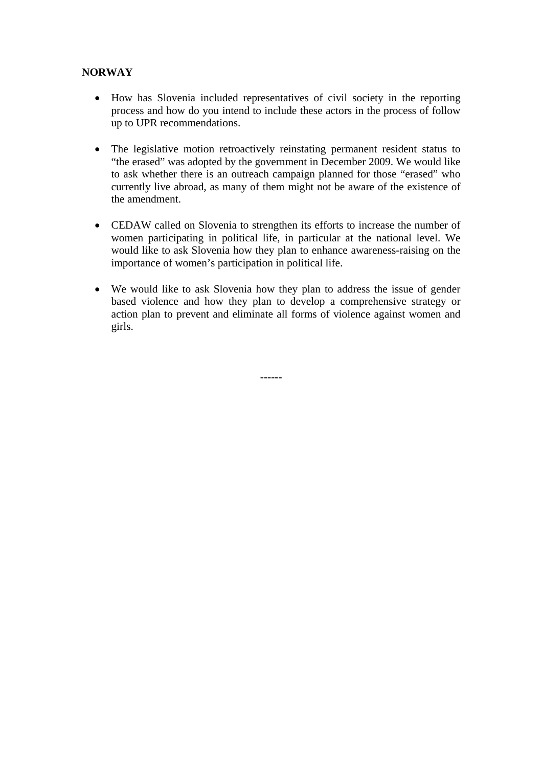**NORWAY**

- How has Slovenia included representatives of civil society in the reporting process and how do you intend to include these actors in the process of follow up to UPR recommendations.

- The legislative motion retroactively reinstating permanent resident status to "the erased" was adopted by the government in December 2009. We would like to ask whether there is an outreach campaign planned for those "erased" who currently live abroad, as many of them might not be aware of the existence of the amendment.

- CEDAW called on Slovenia to strengthen its efforts to increase the number of women participating in political life, in particular at the national level. We would like to ask Slovenia how they plan to enhance awareness-raising on the importance of women's participation in political life.

- We would like to ask Slovenia how they plan to address the issue of gender based violence and how they plan to develop a comprehensive strategy or action plan to prevent and eliminate all forms of violence against women and girls.

------